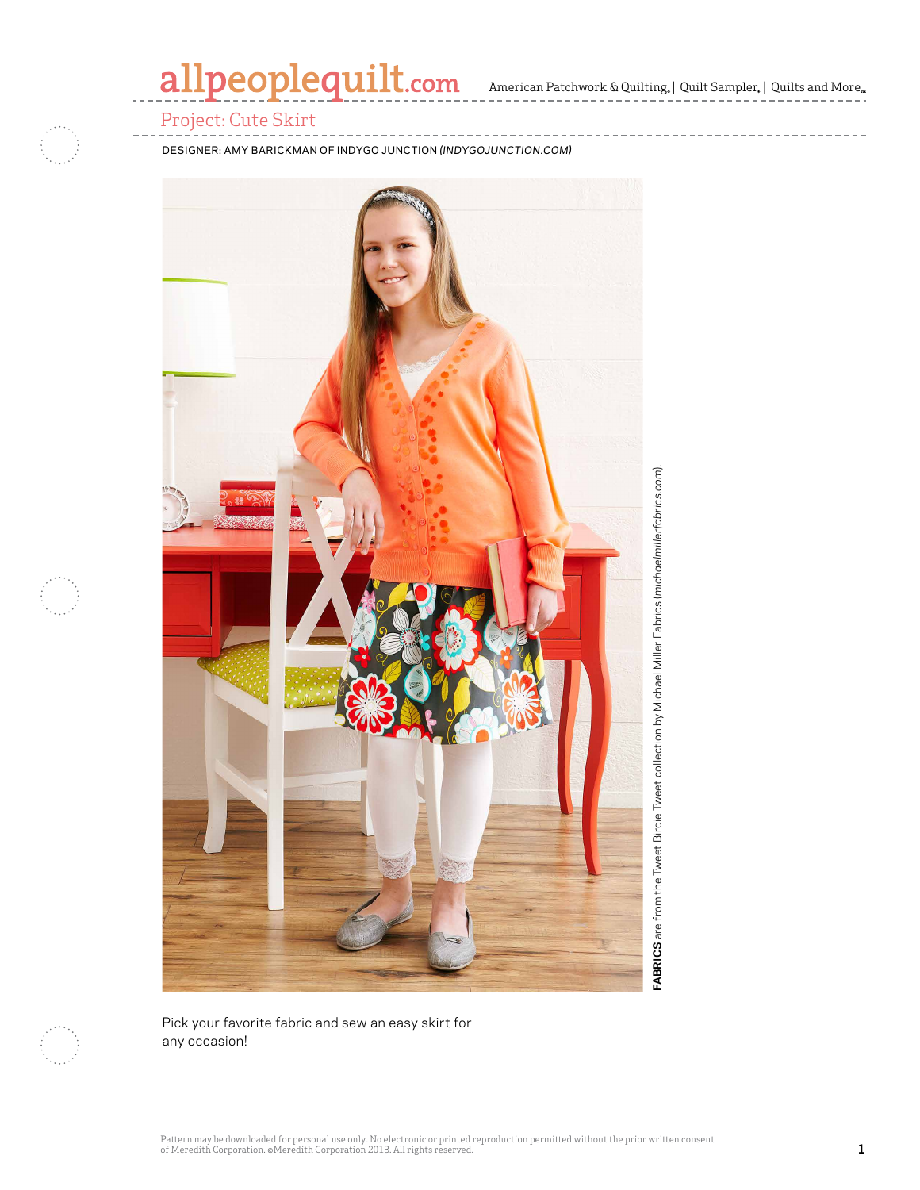# Project: Cute Skirt

DESIGNER: AMY BARICKMAN OF INDYGO JUNCTION *(INDYGOJUNCTION.COM)*

**FABRICS** are from the Tweet Birdie Tweet collection by Michael Miller Fabrics *(michaelmillerfabrics.com)*.

Pick your favorite fabric and sew an easy skirt for any occasion!

Pattern may be downloaded for personal use only. No electronic or printed reproduction permitted without the prior written consent of Meredith Corporation. ©Meredith Corporation 2013. All rights reserved.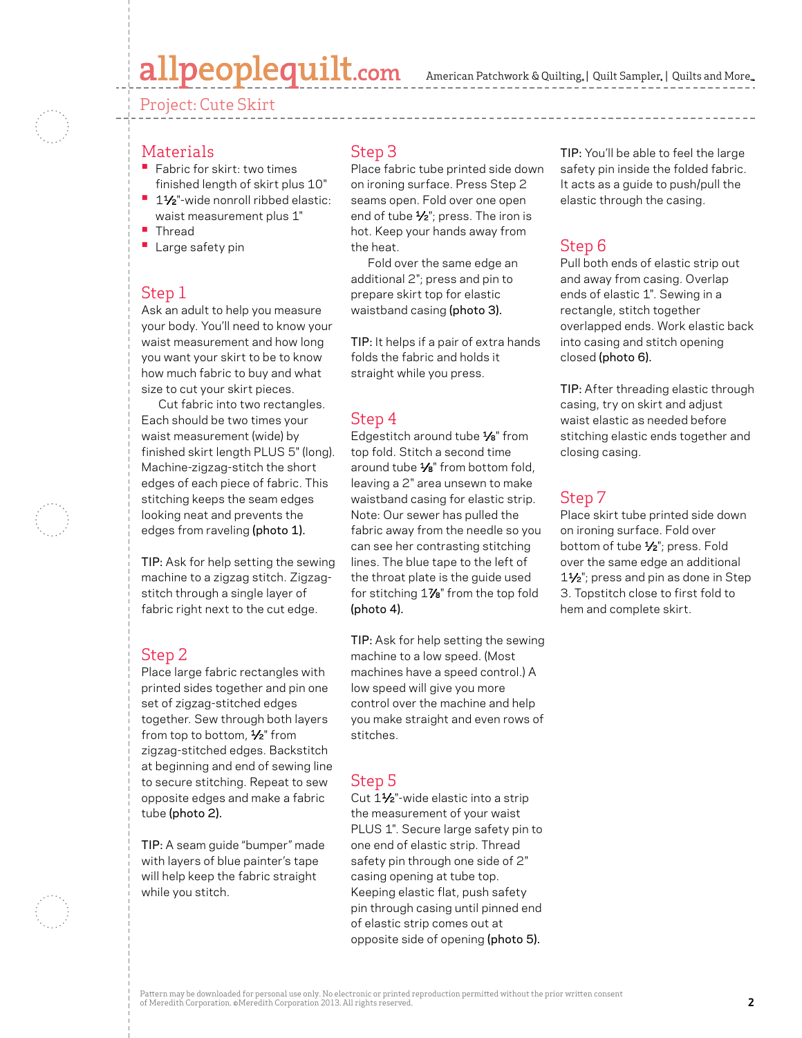## Project: Cute Skirt

## Materials

- Fabric for skirt: two times finished length of skirt plus 10"
- 1½"-wide nonroll ribbed elastic: waist measurement plus 1"
- Thread
- Large safety pin

## Step 1

Ask an adult to help you measure your body. You'll need to know your waist measurement and how long you want your skirt to be to know how much fabric to buy and what size to cut your skirt pieces.

Cut fabric into two rectangles. Each should be two times your waist measurement (wide) by finished skirt length PLUS 5" (long). Machine-zigzag-stitch the short edges of each piece of fabric. This stitching keeps the seam edges looking neat and prevents the edges from raveling **(photo 1).**

**TIP:** Ask for help setting the sewing machine to a zigzag stitch. Zigzag-stitch through a single layer of fabric right next to the cut edge.

## Step 2

Place large fabric rectangles with printed sides together and pin one set of zigzag-stitched edges together. Sew through both layers from top to bottom, ½" from zigzag-stitched edges. Backstitch at beginning and end of sewing line to secure stitching. Repeat to sew opposite edges and make a fabric tube **(photo 2).**

**TIP:** A seam guide "bumper" made with layers of blue painter's tape will help keep the fabric straight while you stitch.

## Step 3

Place fabric tube printed side down on ironing surface. Press Step 2 seams open. Fold over one open end of tube ½"; press. The iron is hot. Keep your hands away from the heat.

Fold over the same edge an additional 2"; press and pin to prepare skirt top for elastic waistband casing **(photo 3).**

**TIP:** It helps if a pair of extra hands folds the fabric and holds it straight while you press.

## Step 4

Edgestitch around tube ⅛" from top fold. Stitch a second time around tube ⅛" from bottom fold, leaving a 2" area unsewn to make waistband casing for elastic strip. Note: Our sewer has pulled the fabric away from the needle so you can see her contrasting stitching lines. The blue tape to the left of the throat plate is the guide used for stitching 1⅞" from the top fold **(photo 4).**

**TIP:** Ask for help setting the sewing machine to a low speed. (Most machines have a speed control.) A low speed will give you more control over the machine and help you make straight and even rows of stitches.

## Step 5

Cut 1½"-wide elastic into a strip the measurement of your waist PLUS 1". Secure large safety pin to one end of elastic strip. Thread safety pin through one side of 2" casing opening at tube top. Keeping elastic flat, push safety pin through casing until pinned end of elastic strip comes out at opposite side of opening **(photo 5).**

**TIP:** You'll be able to feel the large safety pin inside the folded fabric. It acts as a guide to push/pull the elastic through the casing.

## Step 6

Pull both ends of elastic strip out and away from casing. Overlap ends of elastic 1". Sewing in a rectangle, stitch together overlapped ends. Work elastic back into casing and stitch opening closed **(photo 6).**

**TIP:** After threading elastic through casing, try on skirt and adjust waist elastic as needed before stitching elastic ends together and closing casing.

## Step 7

Place skirt tube printed side down on ironing surface. Fold over bottom of tube ½"; press. Fold over the same edge an additional 1½"; press and pin as done in Step 3. Topstitch close to first fold to hem and complete skirt.

Pattern may be downloaded for personal use only. No electronic or printed reproduction permitted without the prior written consent of Meredith Corporation. ©Meredith Corporation 2013. All rights reserved.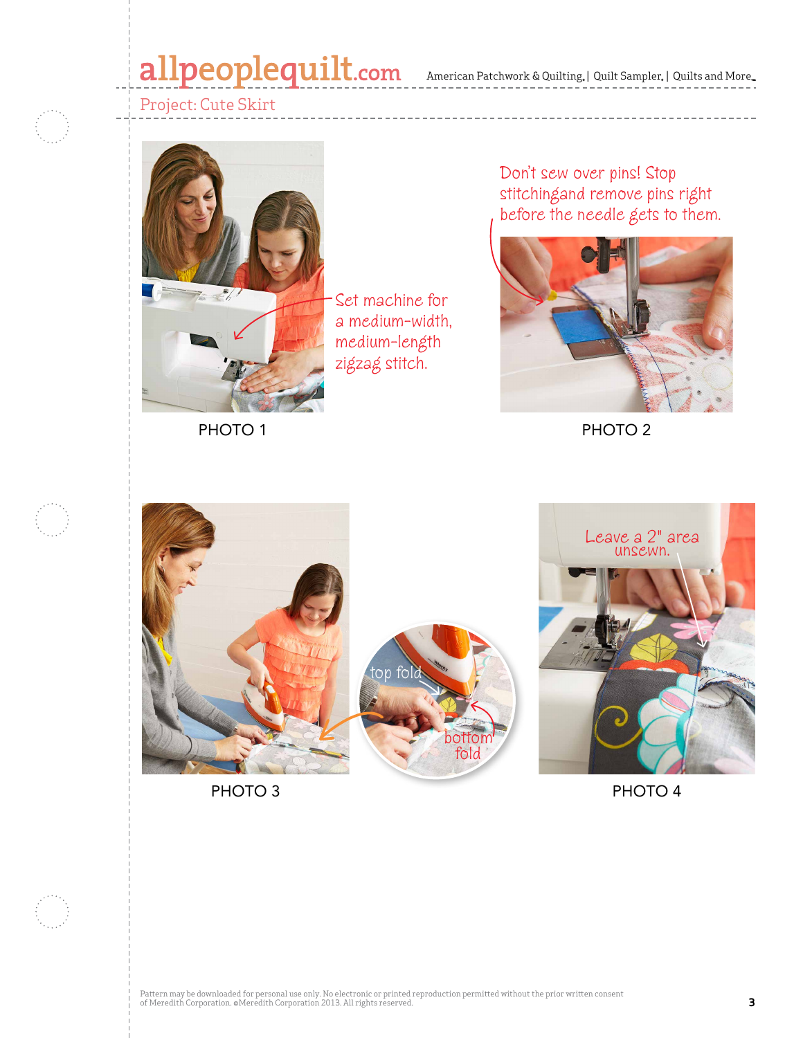Project: Cute Skirt

Set machine for a medium-width, medium-length zigzag stitch.

PHOTO 1

Don't sew over pins! Stop stitchingand remove pins right before the needle gets to them.

PHOTO 2

top fold

bottom fold

PHOTO 3

Leave a 2" area unsewn.

PHOTO 4

Pattern may be downloaded for personal use only. No electronic or printed reproduction permitted without the prior written consent of Meredith Corporation. ©Meredith Corporation 2013. All rights reserved.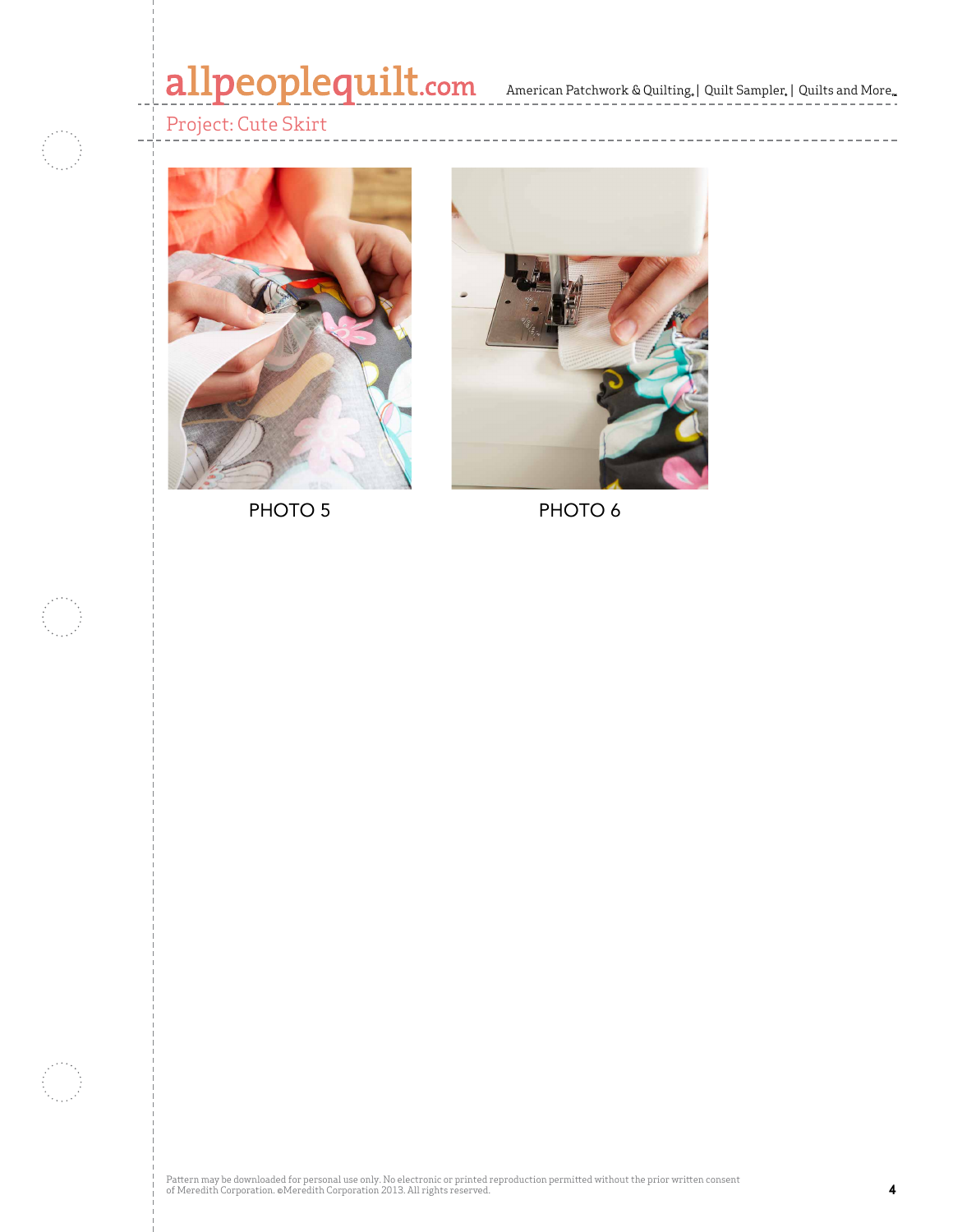PHOTO 5

PHOTO 6